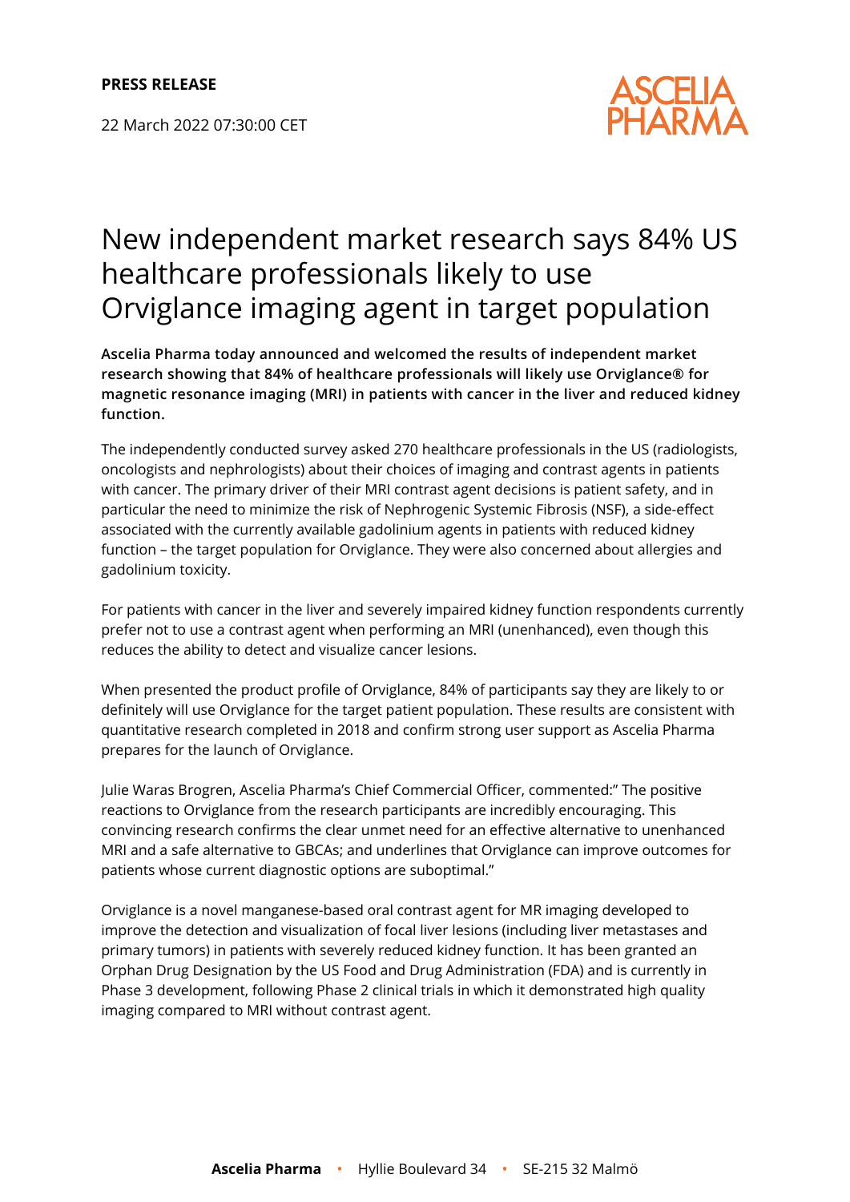**PRESS RELEASE**

22 March 2022 07:30:00 CET

# New independent market research says 84% US healthcare professionals likely to use Orviglance imaging agent in target population

**Ascelia Pharma today announced and welcomed the results of independent market research showing that 84% of healthcare professionals will likely use Orviglance® for magnetic resonance imaging (MRI) in patients with cancer in the liver and reduced kidney function.**

The independently conducted survey asked 270 healthcare professionals in the US (radiologists, oncologists and nephrologists) about their choices of imaging and contrast agents in patients with cancer. The primary driver of their MRI contrast agent decisions is patient safety, and in particular the need to minimize the risk of Nephrogenic Systemic Fibrosis (NSF), a side-effect associated with the currently available gadolinium agents in patients with reduced kidney function – the target population for Orviglance. They were also concerned about allergies and gadolinium toxicity.

For patients with cancer in the liver and severely impaired kidney function respondents currently prefer not to use a contrast agent when performing an MRI (unenhanced), even though this reduces the ability to detect and visualize cancer lesions.

When presented the product profile of Orviglance, 84% of participants say they are likely to or definitely will use Orviglance for the target patient population. These results are consistent with quantitative research completed in 2018 and confirm strong user support as Ascelia Pharma prepares for the launch of Orviglance.

Julie Waras Brogren, Ascelia Pharma's Chief Commercial Officer, commented:" The positive reactions to Orviglance from the research participants are incredibly encouraging. This convincing research confirms the clear unmet need for an effective alternative to unenhanced MRI and a safe alternative to GBCAs; and underlines that Orviglance can improve outcomes for patients whose current diagnostic options are suboptimal."

Orviglance is a novel manganese-based oral contrast agent for MR imaging developed to improve the detection and visualization of focal liver lesions (including liver metastases and primary tumors) in patients with severely reduced kidney function. It has been granted an Orphan Drug Designation by the US Food and Drug Administration (FDA) and is currently in Phase 3 development, following Phase 2 clinical trials in which it demonstrated high quality imaging compared to MRI without contrast agent.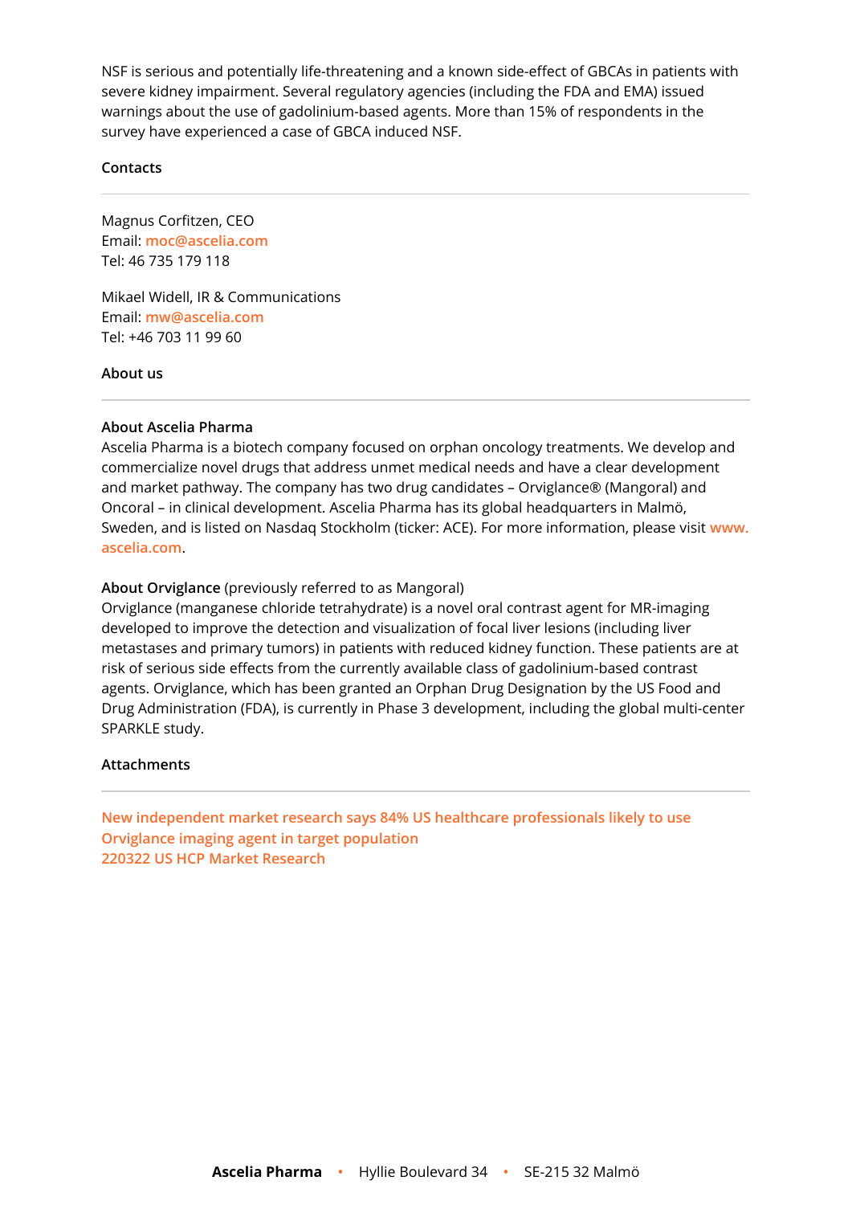NSF is serious and potentially life-threatening and a known side-effect of GBCAs in patients with severe kidney impairment. Several regulatory agencies (including the FDA and EMA) issued warnings about the use of gadolinium-based agents. More than 15% of respondents in the survey have experienced a case of GBCA induced NSF.

## Contacts

Magnus Corfitzen, CEO
Email: moc@ascelia.com
Tel: 46 735 179 118

Mikael Widell, IR & Communications
Email: mw@ascelia.com
Tel: +46 703 11 99 60

## About us

**About Ascelia Pharma**
Ascelia Pharma is a biotech company focused on orphan oncology treatments. We develop and commercialize novel drugs that address unmet medical needs and have a clear development and market pathway. The company has two drug candidates – Orviglance® (Mangoral) and Oncoral – in clinical development. Ascelia Pharma has its global headquarters in Malmö, Sweden, and is listed on Nasdaq Stockholm (ticker: ACE). For more information, please visit www.ascelia.com.

**About Orviglance** (previously referred to as Mangoral)
Orviglance (manganese chloride tetrahydrate) is a novel oral contrast agent for MR-imaging developed to improve the detection and visualization of focal liver lesions (including liver metastases and primary tumors) in patients with reduced kidney function. These patients are at risk of serious side effects from the currently available class of gadolinium-based contrast agents. Orviglance, which has been granted an Orphan Drug Designation by the US Food and Drug Administration (FDA), is currently in Phase 3 development, including the global multi-center SPARKLE study.

## Attachments

New independent market research says 84% US healthcare professionals likely to use Orviglance imaging agent in target population
220322 US HCP Market Research